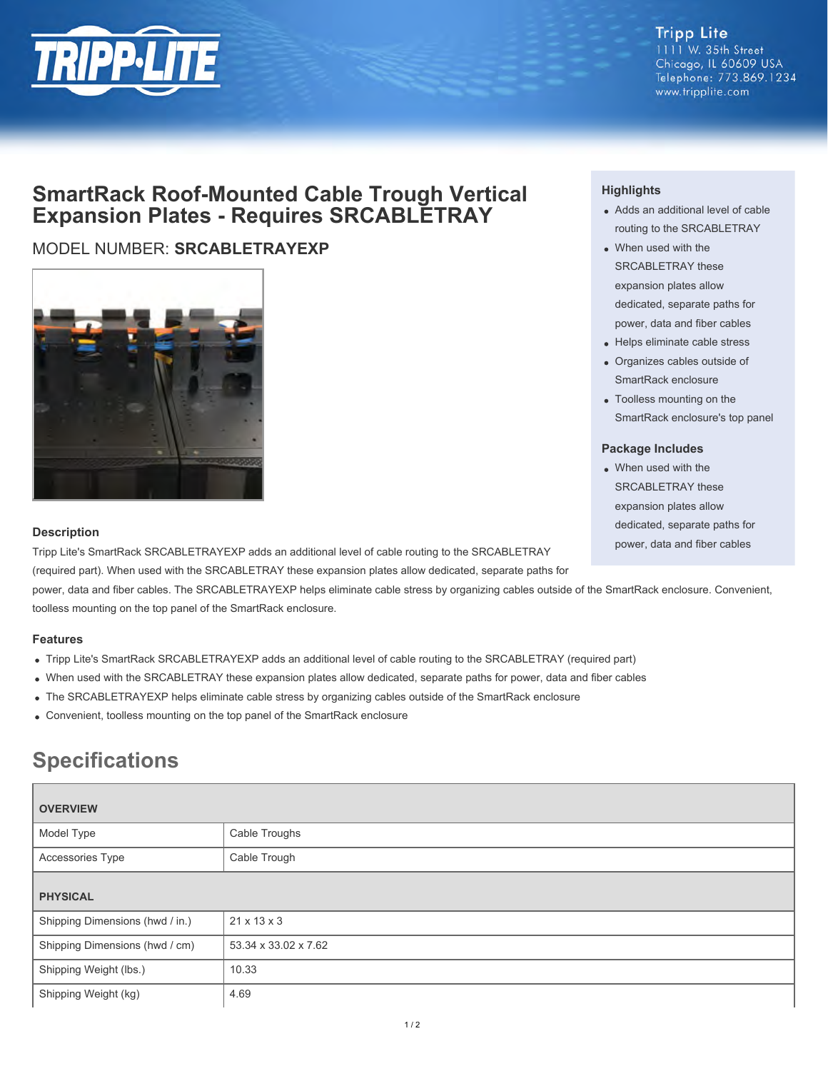Tripp Lite
1111 W. 35th Street
Chicago, IL 60609 USA
Telephone: 773.869.1234
www.tripplite.com

# SmartRack Roof-Mounted Cable Trough Vertical Expansion Plates - Requires SRCABLETRAY

MODEL NUMBER: **SRCABLETRAYEXP**

### Highlights

- Adds an additional level of cable routing to the SRCABLETRAY
- When used with the SRCABLETRAY these expansion plates allow dedicated, separate paths for power, data and fiber cables
- Helps eliminate cable stress
- Organizes cables outside of SmartRack enclosure
- Toolless mounting on the SmartRack enclosure's top panel

### Package Includes

- When used with the SRCABLETRAY these expansion plates allow dedicated, separate paths for power, data and fiber cables

### Description

Tripp Lite's SmartRack SRCABLETRAYEXP adds an additional level of cable routing to the SRCABLETRAY (required part). When used with the SRCABLETRAY these expansion plates allow dedicated, separate paths for power, data and fiber cables. The SRCABLETRAYEXP helps eliminate cable stress by organizing cables outside of the SmartRack enclosure. Convenient, toolless mounting on the top panel of the SmartRack enclosure.

### Features

- Tripp Lite's SmartRack SRCABLETRAYEXP adds an additional level of cable routing to the SRCABLETRAY (required part)
- When used with the SRCABLETRAY these expansion plates allow dedicated, separate paths for power, data and fiber cables
- The SRCABLETRAYEXP helps eliminate cable stress by organizing cables outside of the SmartRack enclosure
- Convenient, toolless mounting on the top panel of the SmartRack enclosure

## Specifications

| OVERVIEW | |
|---|---|
| Model Type | Cable Troughs |
| Accessories Type | Cable Trough |
| **PHYSICAL** | |
| Shipping Dimensions (hwd / in.) | 21 x 13 x 3 |
| Shipping Dimensions (hwd / cm) | 53.34 x 33.02 x 7.62 |
| Shipping Weight (lbs.) | 10.33 |
| Shipping Weight (kg) | 4.69 |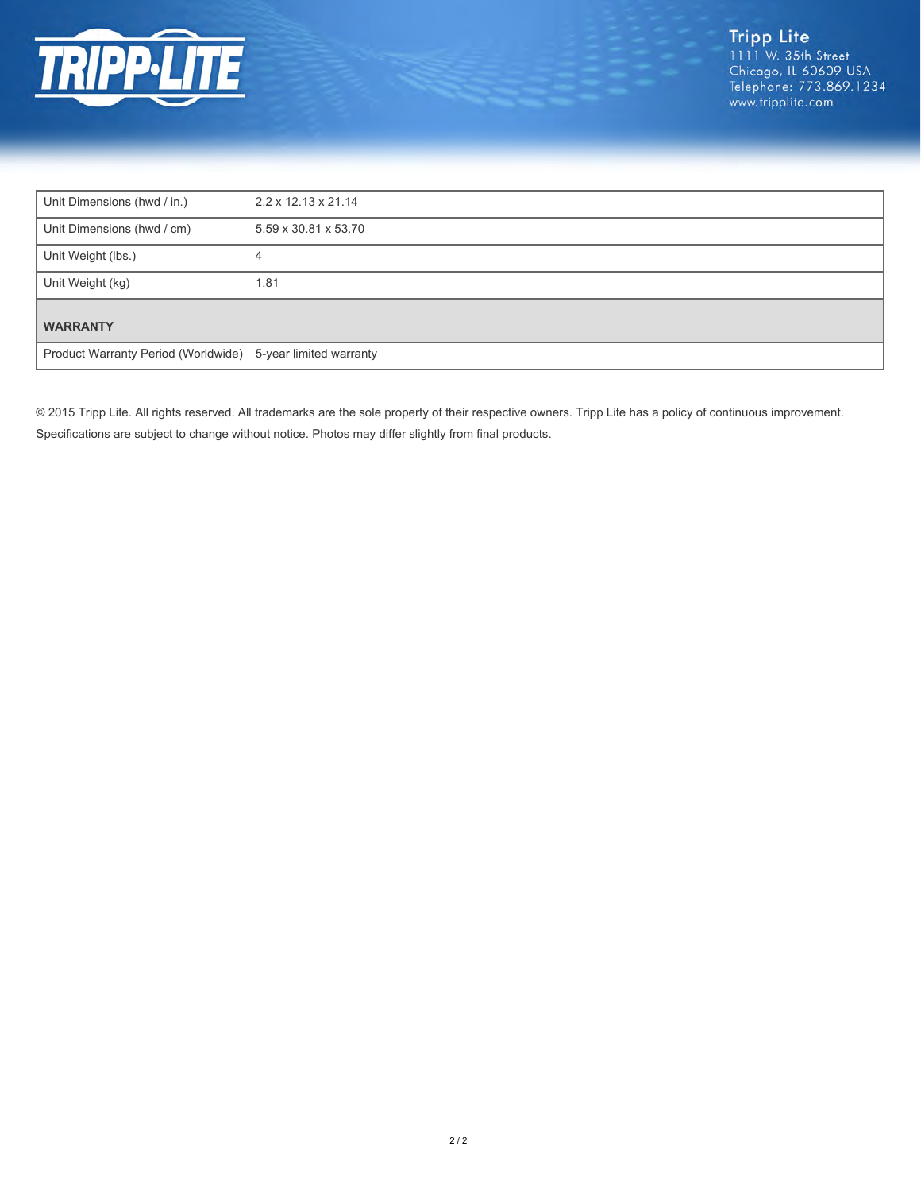| | |
|---|---|
| Unit Dimensions (hwd / in.) | 2.2 x 12.13 x 21.14 |
| Unit Dimensions (hwd / cm) | 5.59 x 30.81 x 53.70 |
| Unit Weight (lbs.) | 4 |
| Unit Weight (kg) | 1.81 |
| **WARRANTY** | |
| Product Warranty Period (Worldwide) | 5-year limited warranty |

© 2015 Tripp Lite. All rights reserved. All trademarks are the sole property of their respective owners. Tripp Lite has a policy of continuous improvement. Specifications are subject to change without notice. Photos may differ slightly from final products.